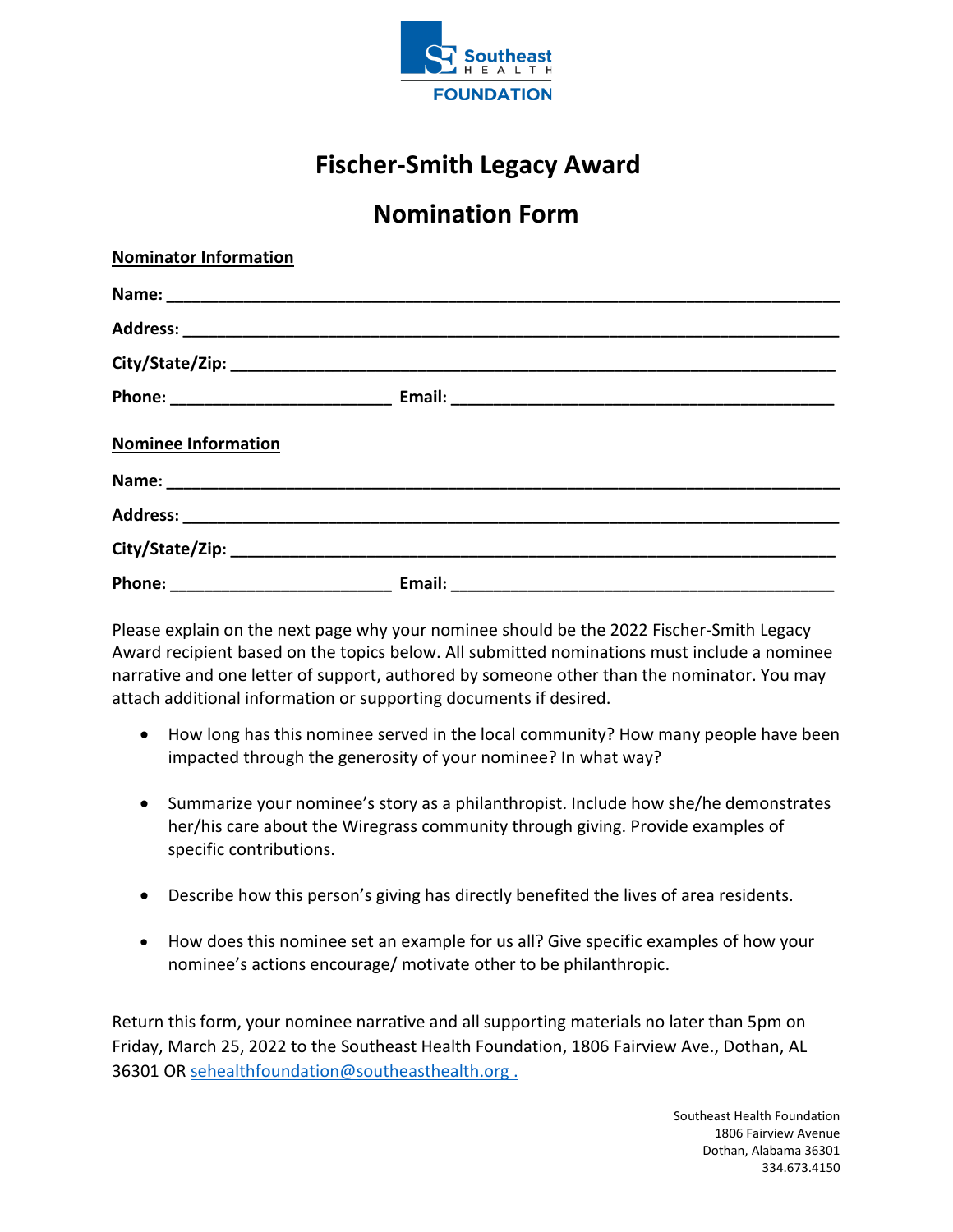Southeast Health Foundation

# Fischer-Smith Legacy Award

## Nomination Form

**Nominator Information**

**Name:** ______________________________________________________________________

**Address:** ____________________________________________________________________

**City/State/Zip:** _______________________________________________________________

**Phone:** _______________________ **Email:** _____________________________________

**Nominee Information**

**Name:** ______________________________________________________________________

**Address:** ____________________________________________________________________

**City/State/Zip:** _______________________________________________________________

**Phone:** _______________________ **Email:** _____________________________________

Please explain on the next page why your nominee should be the 2022 Fischer-Smith Legacy Award recipient based on the topics below. All submitted nominations must include a nominee narrative and one letter of support, authored by someone other than the nominator. You may attach additional information or supporting documents if desired.

- How long has this nominee served in the local community? How many people have been impacted through the generosity of your nominee? In what way?
- Summarize your nominee's story as a philanthropist. Include how she/he demonstrates her/his care about the Wiregrass community through giving. Provide examples of specific contributions.
- Describe how this person's giving has directly benefited the lives of area residents.
- How does this nominee set an example for us all? Give specific examples of how your nominee's actions encourage/ motivate other to be philanthropic.

Return this form, your nominee narrative and all supporting materials no later than 5pm on Friday, March 25, 2022 to the Southeast Health Foundation, 1806 Fairview Ave., Dothan, AL 36301 OR sehealthfoundation@southeasthealth.org .

Southeast Health Foundation
1806 Fairview Avenue
Dothan, Alabama 36301
334.673.4150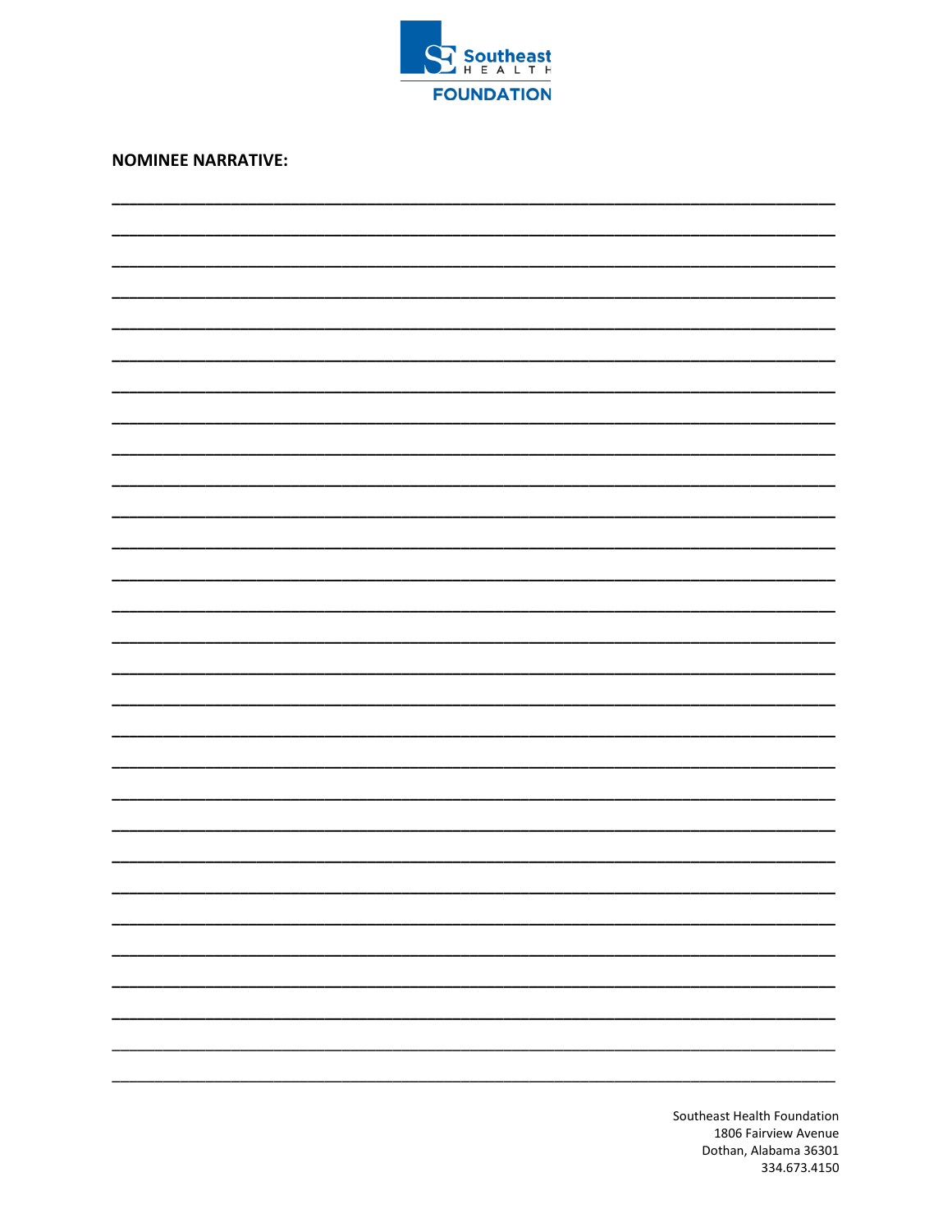Southeast HEALTH FOUNDATION

**NOMINEE NARRATIVE:**

______________________________________________________________________________

______________________________________________________________________________

______________________________________________________________________________

______________________________________________________________________________

______________________________________________________________________________

______________________________________________________________________________

______________________________________________________________________________

______________________________________________________________________________

______________________________________________________________________________

______________________________________________________________________________

______________________________________________________________________________

______________________________________________________________________________

______________________________________________________________________________

______________________________________________________________________________

______________________________________________________________________________

______________________________________________________________________________

______________________________________________________________________________

______________________________________________________________________________

______________________________________________________________________________

______________________________________________________________________________

______________________________________________________________________________

______________________________________________________________________________

______________________________________________________________________________

______________________________________________________________________________

______________________________________________________________________________

______________________________________________________________________________

______________________________________________________________________________

______________________________________________________________________________

______________________________________________________________________________

Southeast Health Foundation
1806 Fairview Avenue
Dothan, Alabama 36301
334.673.4150